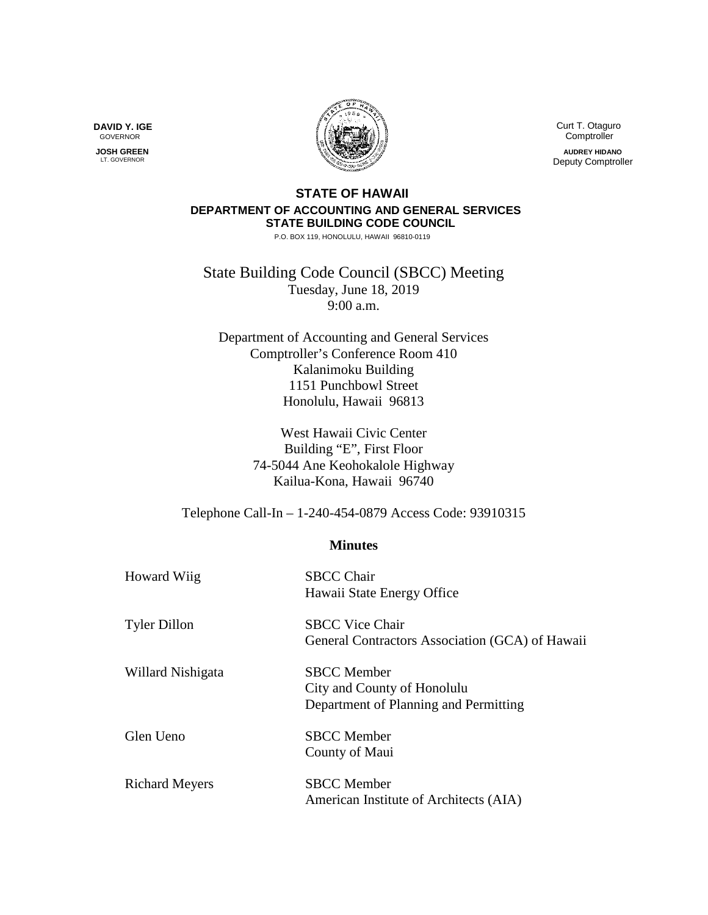**DAVID Y. IGE**
GOVERNOR

**JOSH GREEN**
LT. GOVERNOR

Curt T. Otaguro
Comptroller

**AUDREY HIDANO**
Deputy Comptroller

**STATE OF HAWAII**
**DEPARTMENT OF ACCOUNTING AND GENERAL SERVICES**
**STATE BUILDING CODE COUNCIL**
P.O. BOX 119, HONOLULU, HAWAII 96810-0119

State Building Code Council (SBCC) Meeting
Tuesday, June 18, 2019
9:00 a.m.

Department of Accounting and General Services
Comptroller's Conference Room 410
Kalanimoku Building
1151 Punchbowl Street
Honolulu, Hawaii 96813

West Hawaii Civic Center
Building "E", First Floor
74-5044 Ane Keohokalole Highway
Kailua-Kona, Hawaii 96740

Telephone Call-In – 1-240-454-0879 Access Code: 93910315

## Minutes

| | |
|---|---|
| Howard Wiig | SBCC Chair<br>Hawaii State Energy Office |
| Tyler Dillon | SBCC Vice Chair<br>General Contractors Association (GCA) of Hawaii |
| Willard Nishigata | SBCC Member<br>City and County of Honolulu<br>Department of Planning and Permitting |
| Glen Ueno | SBCC Member<br>County of Maui |
| Richard Meyers | SBCC Member<br>American Institute of Architects (AIA) |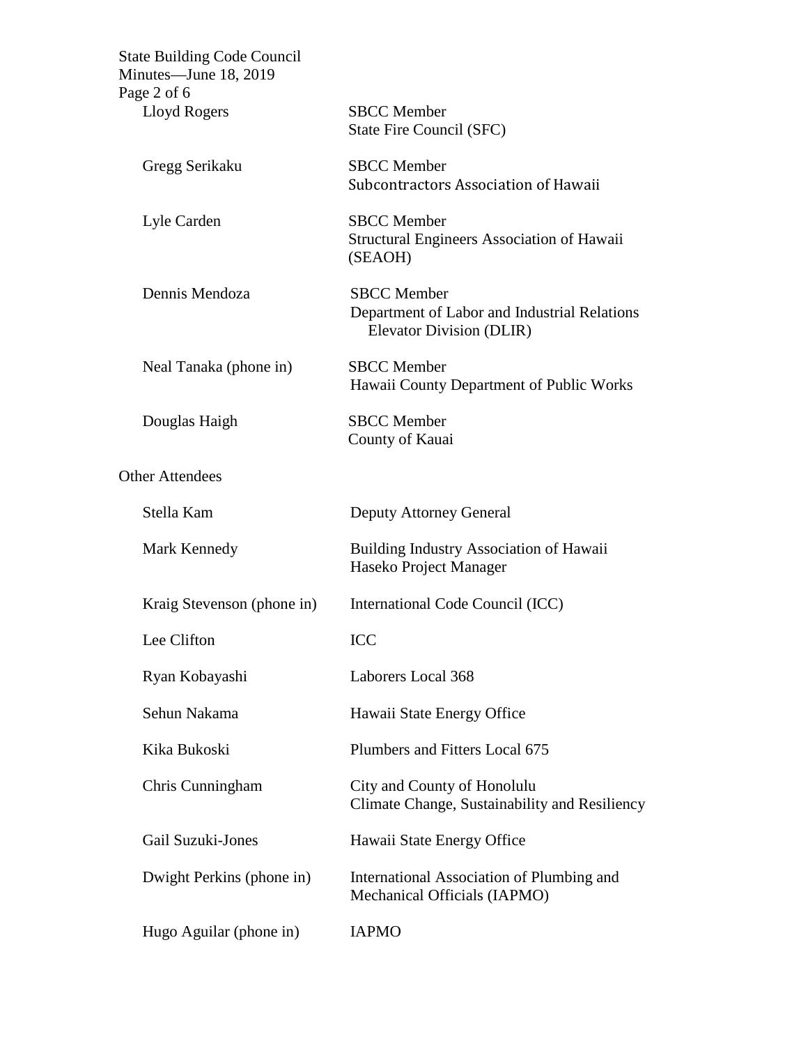| | |
|---|---|
| Lloyd Rogers | SBCC Member<br>State Fire Council (SFC) |
| Gregg Serikaku | SBCC Member<br>Subcontractors Association of Hawaii |
| Lyle Carden | SBCC Member<br>Structural Engineers Association of Hawaii (SEAOH) |
| Dennis Mendoza | SBCC Member<br>Department of Labor and Industrial Relations Elevator Division (DLIR) |
| Neal Tanaka (phone in) | SBCC Member<br>Hawaii County Department of Public Works |
| Douglas Haigh | SBCC Member<br>County of Kauai |

Other Attendees

| | |
|---|---|
| Stella Kam | Deputy Attorney General |
| Mark Kennedy | Building Industry Association of Hawaii<br>Haseko Project Manager |
| Kraig Stevenson (phone in) | International Code Council (ICC) |
| Lee Clifton | ICC |
| Ryan Kobayashi | Laborers Local 368 |
| Sehun Nakama | Hawaii State Energy Office |
| Kika Bukoski | Plumbers and Fitters Local 675 |
| Chris Cunningham | City and County of Honolulu<br>Climate Change, Sustainability and Resiliency |
| Gail Suzuki-Jones | Hawaii State Energy Office |
| Dwight Perkins (phone in) | International Association of Plumbing and Mechanical Officials (IAPMO) |
| Hugo Aguilar (phone in) | IAPMO |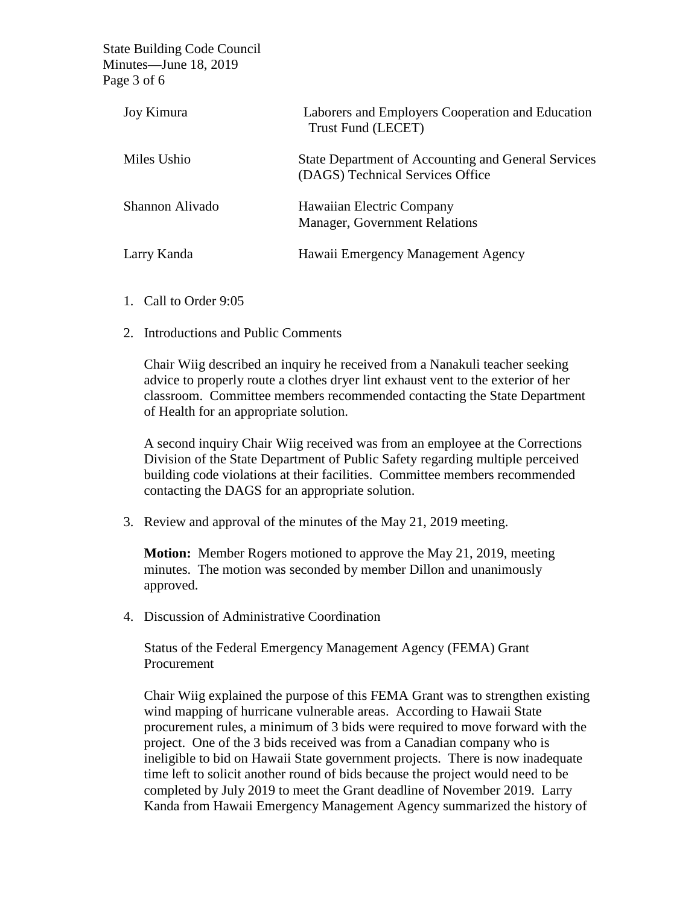| | |
|---|---|
| Joy Kimura | Laborers and Employers Cooperation and Education Trust Fund (LECET) |
| Miles Ushio | State Department of Accounting and General Services (DAGS) Technical Services Office |
| Shannon Alivado | Hawaiian Electric Company Manager, Government Relations |
| Larry Kanda | Hawaii Emergency Management Agency |

1. Call to Order 9:05

2. Introductions and Public Comments

   Chair Wiig described an inquiry he received from a Nanakuli teacher seeking advice to properly route a clothes dryer lint exhaust vent to the exterior of her classroom. Committee members recommended contacting the State Department of Health for an appropriate solution.

   A second inquiry Chair Wiig received was from an employee at the Corrections Division of the State Department of Public Safety regarding multiple perceived building code violations at their facilities. Committee members recommended contacting the DAGS for an appropriate solution.

3. Review and approval of the minutes of the May 21, 2019 meeting.

   **Motion:** Member Rogers motioned to approve the May 21, 2019, meeting minutes. The motion was seconded by member Dillon and unanimously approved.

4. Discussion of Administrative Coordination

   Status of the Federal Emergency Management Agency (FEMA) Grant Procurement

   Chair Wiig explained the purpose of this FEMA Grant was to strengthen existing wind mapping of hurricane vulnerable areas. According to Hawaii State procurement rules, a minimum of 3 bids were required to move forward with the project. One of the 3 bids received was from a Canadian company who is ineligible to bid on Hawaii State government projects. There is now inadequate time left to solicit another round of bids because the project would need to be completed by July 2019 to meet the Grant deadline of November 2019. Larry Kanda from Hawaii Emergency Management Agency summarized the history of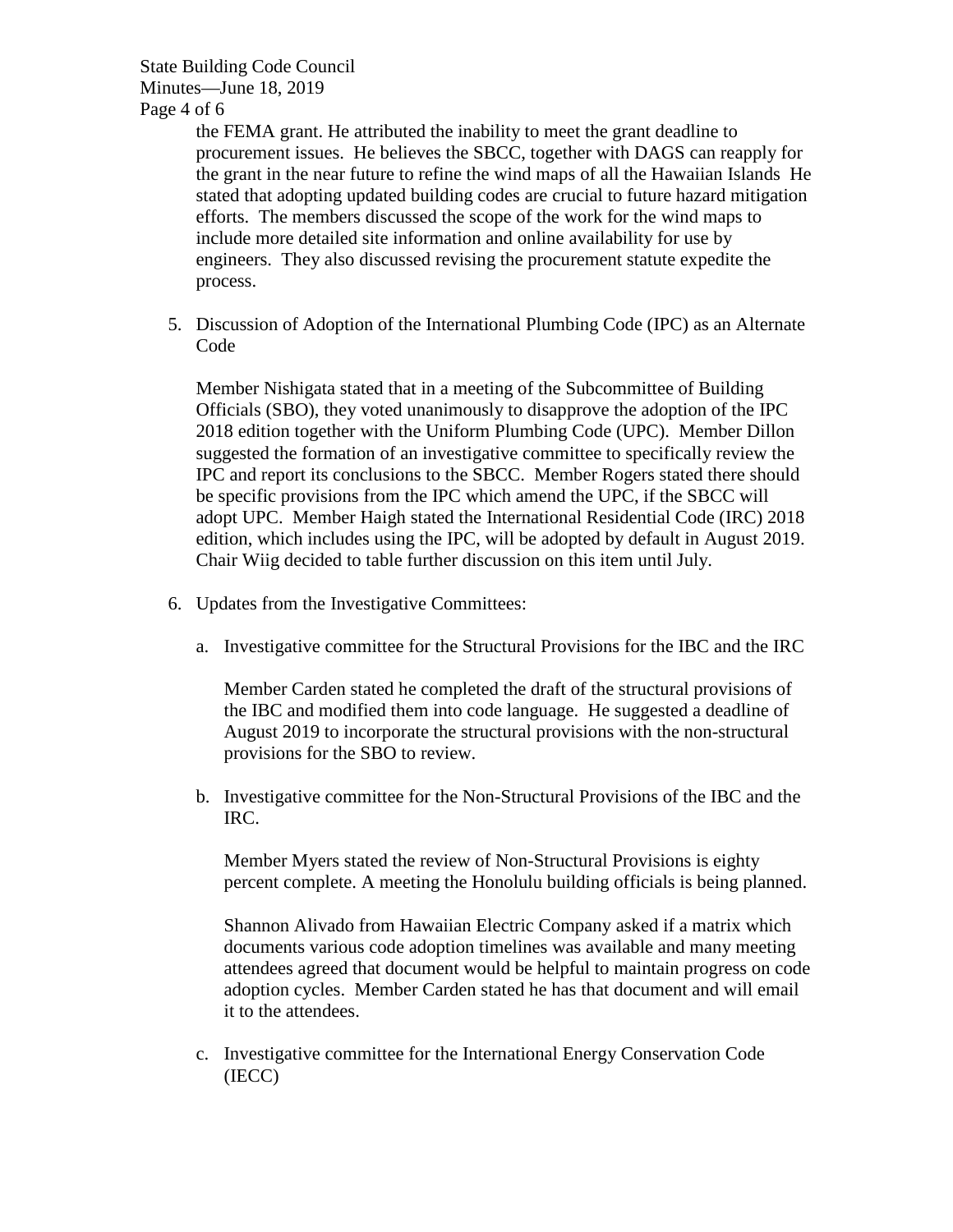the FEMA grant. He attributed the inability to meet the grant deadline to procurement issues. He believes the SBCC, together with DAGS can reapply for the grant in the near future to refine the wind maps of all the Hawaiian Islands He stated that adopting updated building codes are crucial to future hazard mitigation efforts. The members discussed the scope of the work for the wind maps to include more detailed site information and online availability for use by engineers. They also discussed revising the procurement statute expedite the process.

5. Discussion of Adoption of the International Plumbing Code (IPC) as an Alternate Code

   Member Nishigata stated that in a meeting of the Subcommittee of Building Officials (SBO), they voted unanimously to disapprove the adoption of the IPC 2018 edition together with the Uniform Plumbing Code (UPC). Member Dillon suggested the formation of an investigative committee to specifically review the IPC and report its conclusions to the SBCC. Member Rogers stated there should be specific provisions from the IPC which amend the UPC, if the SBCC will adopt UPC. Member Haigh stated the International Residential Code (IRC) 2018 edition, which includes using the IPC, will be adopted by default in August 2019. Chair Wiig decided to table further discussion on this item until July.

6. Updates from the Investigative Committees:

   a. Investigative committee for the Structural Provisions for the IBC and the IRC

      Member Carden stated he completed the draft of the structural provisions of the IBC and modified them into code language. He suggested a deadline of August 2019 to incorporate the structural provisions with the non-structural provisions for the SBO to review.

   b. Investigative committee for the Non-Structural Provisions of the IBC and the IRC.

      Member Myers stated the review of Non-Structural Provisions is eighty percent complete. A meeting the Honolulu building officials is being planned.

      Shannon Alivado from Hawaiian Electric Company asked if a matrix which documents various code adoption timelines was available and many meeting attendees agreed that document would be helpful to maintain progress on code adoption cycles. Member Carden stated he has that document and will email it to the attendees.

   c. Investigative committee for the International Energy Conservation Code (IECC)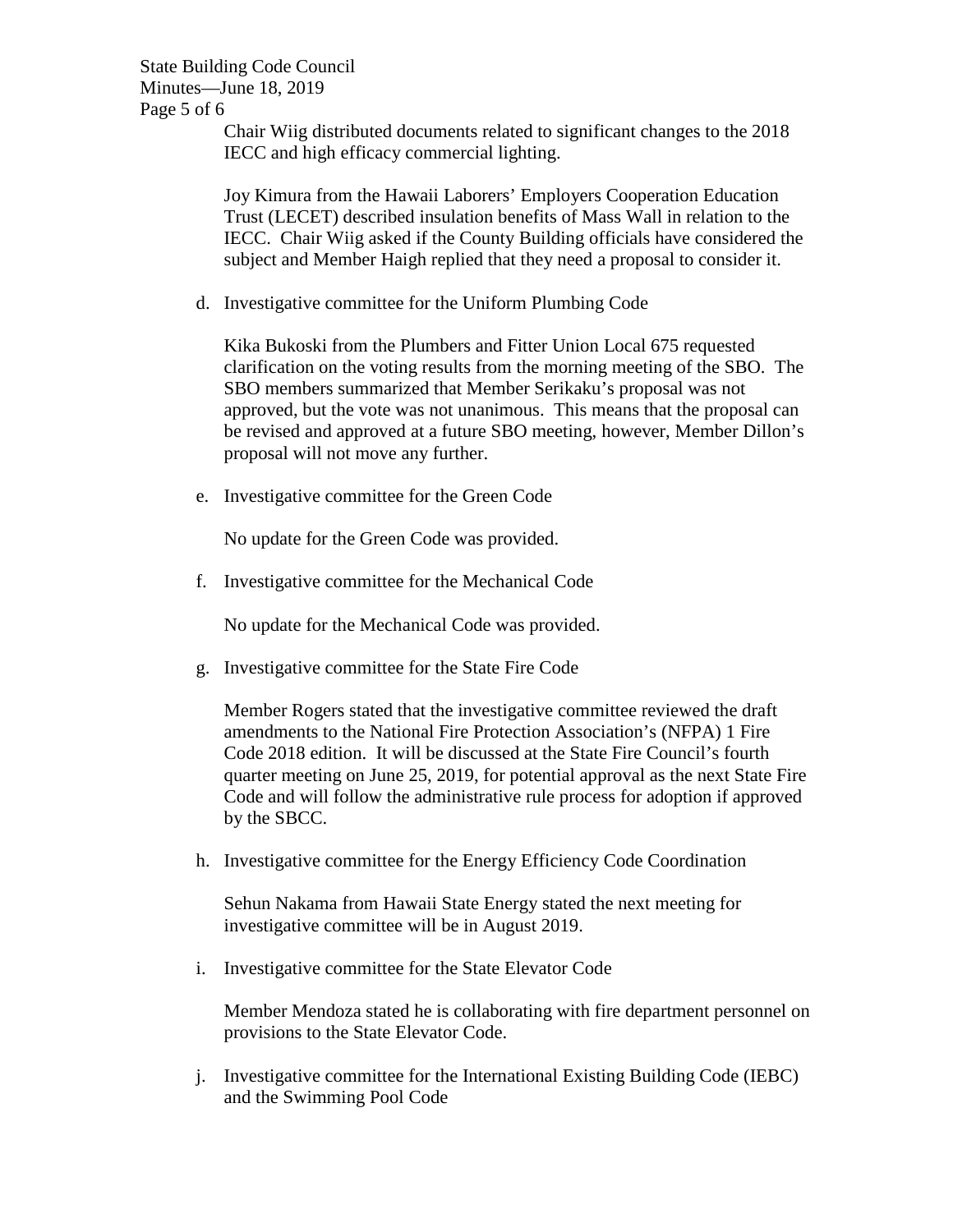Chair Wiig distributed documents related to significant changes to the 2018 IECC and high efficacy commercial lighting.

Joy Kimura from the Hawaii Laborers' Employers Cooperation Education Trust (LECET) described insulation benefits of Mass Wall in relation to the IECC. Chair Wiig asked if the County Building officials have considered the subject and Member Haigh replied that they need a proposal to consider it.

d. Investigative committee for the Uniform Plumbing Code

Kika Bukoski from the Plumbers and Fitter Union Local 675 requested clarification on the voting results from the morning meeting of the SBO. The SBO members summarized that Member Serikaku's proposal was not approved, but the vote was not unanimous. This means that the proposal can be revised and approved at a future SBO meeting, however, Member Dillon's proposal will not move any further.

e. Investigative committee for the Green Code

No update for the Green Code was provided.

f. Investigative committee for the Mechanical Code

No update for the Mechanical Code was provided.

g. Investigative committee for the State Fire Code

Member Rogers stated that the investigative committee reviewed the draft amendments to the National Fire Protection Association's (NFPA) 1 Fire Code 2018 edition. It will be discussed at the State Fire Council's fourth quarter meeting on June 25, 2019, for potential approval as the next State Fire Code and will follow the administrative rule process for adoption if approved by the SBCC.

h. Investigative committee for the Energy Efficiency Code Coordination

Sehun Nakama from Hawaii State Energy stated the next meeting for investigative committee will be in August 2019.

i. Investigative committee for the State Elevator Code

Member Mendoza stated he is collaborating with fire department personnel on provisions to the State Elevator Code.

j. Investigative committee for the International Existing Building Code (IEBC) and the Swimming Pool Code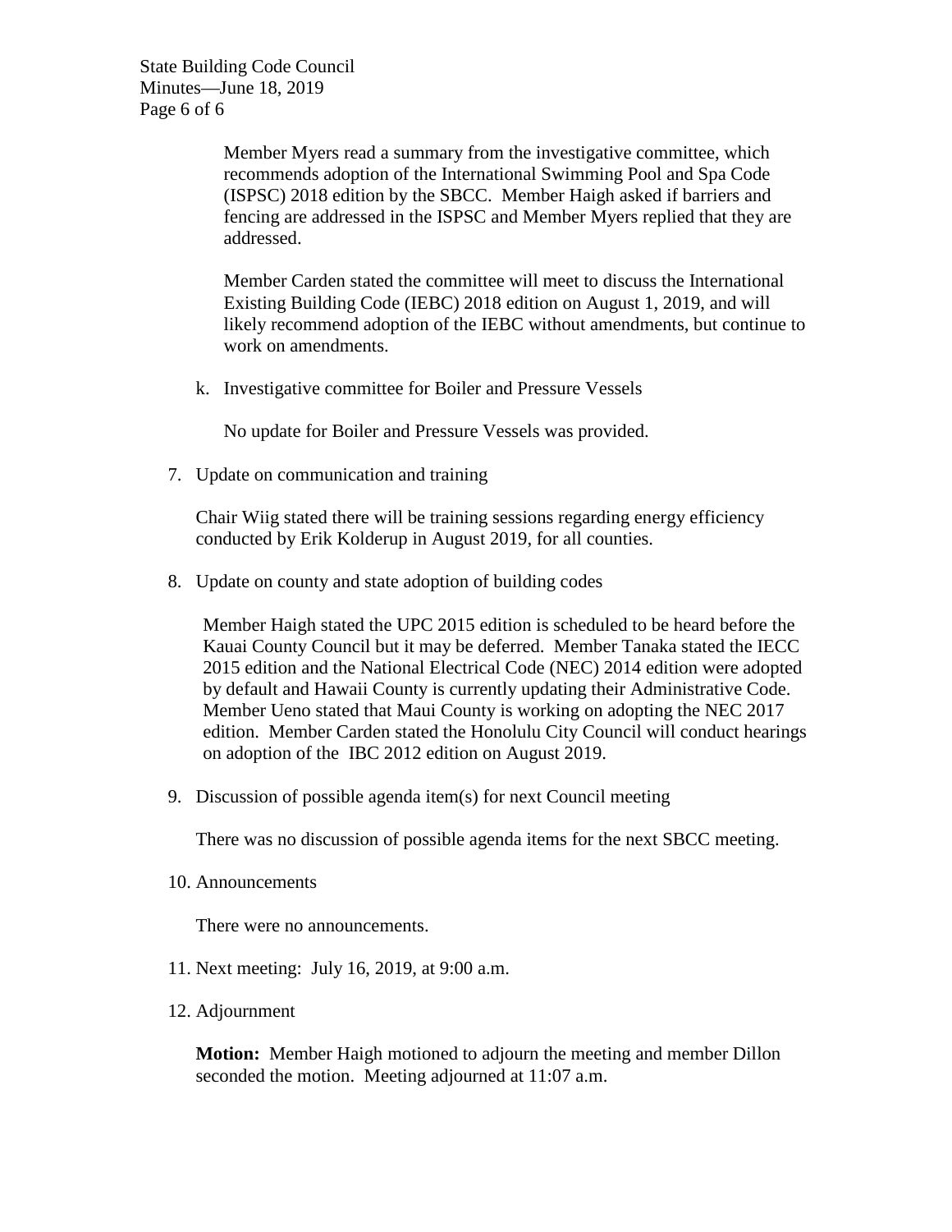Member Myers read a summary from the investigative committee, which recommends adoption of the International Swimming Pool and Spa Code (ISPSC) 2018 edition by the SBCC. Member Haigh asked if barriers and fencing are addressed in the ISPSC and Member Myers replied that they are addressed.

Member Carden stated the committee will meet to discuss the International Existing Building Code (IEBC) 2018 edition on August 1, 2019, and will likely recommend adoption of the IEBC without amendments, but continue to work on amendments.

k. Investigative committee for Boiler and Pressure Vessels

No update for Boiler and Pressure Vessels was provided.

7. Update on communication and training

Chair Wiig stated there will be training sessions regarding energy efficiency conducted by Erik Kolderup in August 2019, for all counties.

8. Update on county and state adoption of building codes

Member Haigh stated the UPC 2015 edition is scheduled to be heard before the Kauai County Council but it may be deferred. Member Tanaka stated the IECC 2015 edition and the National Electrical Code (NEC) 2014 edition were adopted by default and Hawaii County is currently updating their Administrative Code. Member Ueno stated that Maui County is working on adopting the NEC 2017 edition. Member Carden stated the Honolulu City Council will conduct hearings on adoption of the IBC 2012 edition on August 2019.

9. Discussion of possible agenda item(s) for next Council meeting

There was no discussion of possible agenda items for the next SBCC meeting.

10. Announcements

There were no announcements.

11. Next meeting: July 16, 2019, at 9:00 a.m.

12. Adjournment

**Motion:** Member Haigh motioned to adjourn the meeting and member Dillon seconded the motion. Meeting adjourned at 11:07 a.m.